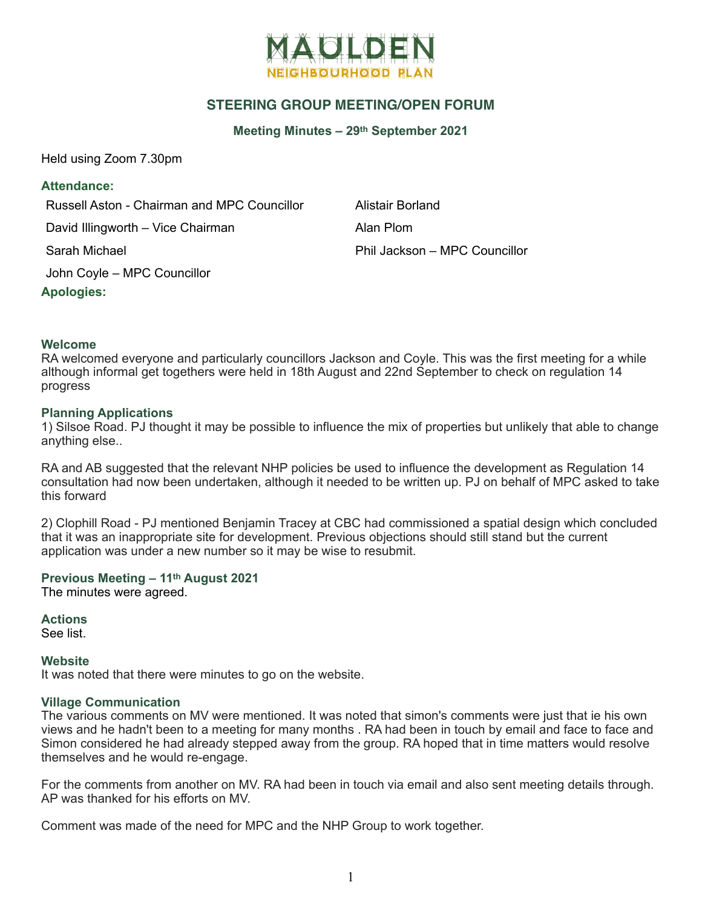# MAULDEN
## NEIGHBOURHOOD PLAN

## STEERING GROUP MEETING/OPEN FORUM

### Meeting Minutes – 29th September 2021

Held using Zoom 7.30pm

**Attendance:**

| | |
|---|---|
| Russell Aston - Chairman and MPC Councillor | Alistair Borland |
| David Illingworth – Vice Chairman | Alan Plom |
| Sarah Michael | Phil Jackson – MPC Councillor |
| John Coyle – MPC Councillor | |

**Apologies:**

### Welcome

RA welcomed everyone and particularly councillors Jackson and Coyle. This was the first meeting for a while although informal get togethers were held in 18th August and 22nd September to check on regulation 14 progress

### Planning Applications

1) Silsoe Road. PJ thought it may be possible to influence the mix of properties but unlikely that able to change anything else..

RA and AB suggested that the relevant NHP policies be used to influence the development as Regulation 14 consultation had now been undertaken, although it needed to be written up. PJ on behalf of MPC asked to take this forward

2) Clophill Road - PJ mentioned Benjamin Tracey at CBC had commissioned a spatial design which concluded that it was an inappropriate site for development. Previous objections should still stand but the current application was under a new number so it may be wise to resubmit.

### Previous Meeting – 11th August 2021

The minutes were agreed.

### Actions

See list.

### Website

It was noted that there were minutes to go on the website.

### Village Communication

The various comments on MV were mentioned. It was noted that simon's comments were just that ie his own views and he hadn't been to a meeting for many months . RA had been in touch by email and face to face and Simon considered he had already stepped away from the group. RA hoped that in time matters would resolve themselves and he would re-engage.

For the comments from another on MV. RA had been in touch via email and also sent meeting details through. AP was thanked for his efforts on MV.

Comment was made of the need for MPC and the NHP Group to work together.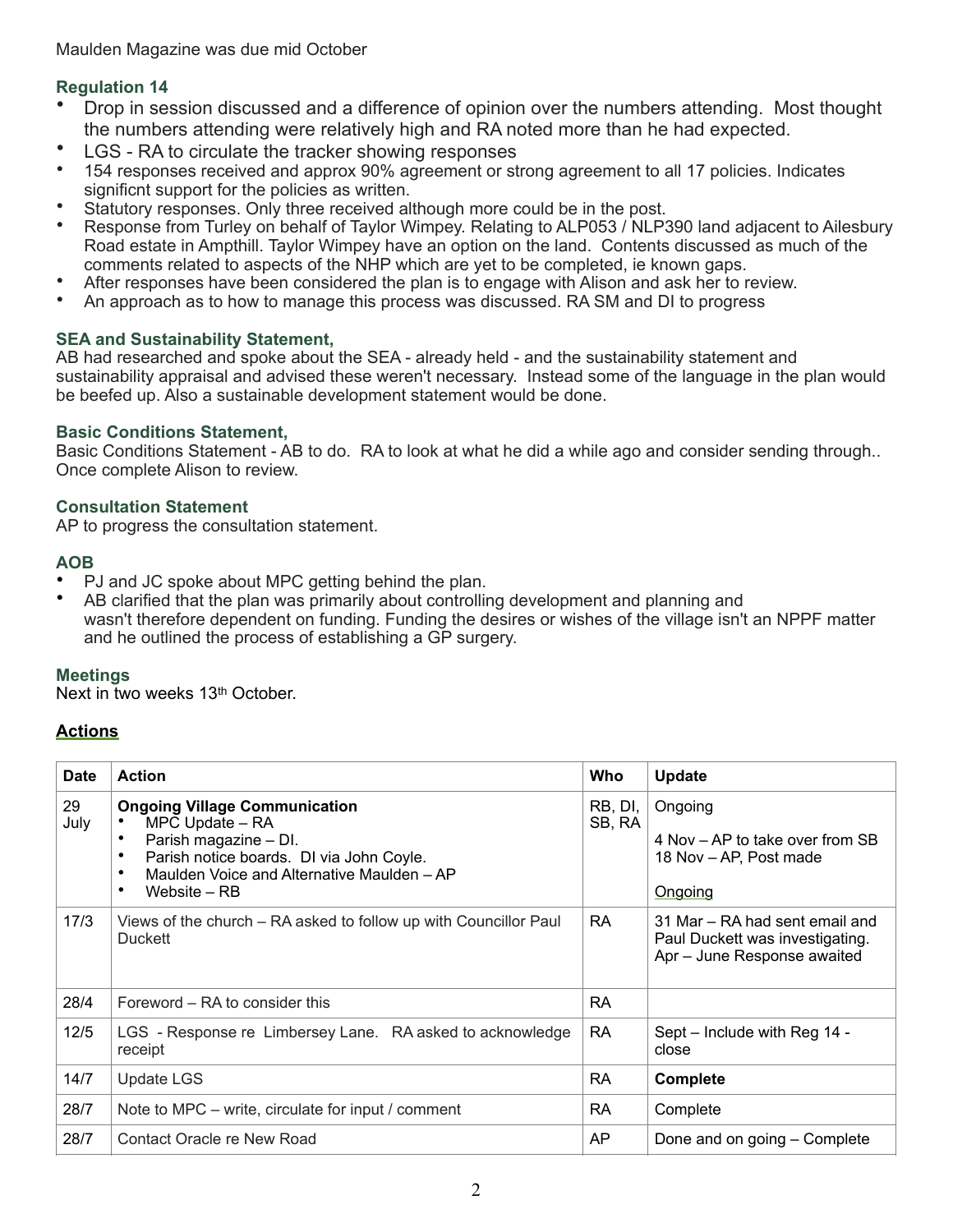Maulden Magazine was due mid October

### Regulation 14

- Drop in session discussed and a difference of opinion over the numbers attending. Most thought the numbers attending were relatively high and RA noted more than he had expected.
- LGS - RA to circulate the tracker showing responses
- 154 responses received and approx 90% agreement or strong agreement to all 17 policies. Indicates significnt support for the policies as written.
- Statutory responses. Only three received although more could be in the post.
- Response from Turley on behalf of Taylor Wimpey. Relating to ALP053 / NLP390 land adjacent to Ailesbury Road estate in Ampthill. Taylor Wimpey have an option on the land. Contents discussed as much of the comments related to aspects of the NHP which are yet to be completed, ie known gaps.
- After responses have been considered the plan is to engage with Alison and ask her to review.
- An approach as to how to manage this process was discussed. RA SM and DI to progress

### SEA and Sustainability Statement,

AB had researched and spoke about the SEA - already held - and the sustainability statement and sustainability appraisal and advised these weren't necessary. Instead some of the language in the plan would be beefed up. Also a sustainable development statement would be done.

### Basic Conditions Statement,

Basic Conditions Statement - AB to do. RA to look at what he did a while ago and consider sending through.. Once complete Alison to review.

### Consultation Statement

AP to progress the consultation statement.

### AOB

- PJ and JC spoke about MPC getting behind the plan.
- AB clarified that the plan was primarily about controlling development and planning and wasn't therefore dependent on funding. Funding the desires or wishes of the village isn't an NPPF matter and he outlined the process of establishing a GP surgery.

### Meetings

Next in two weeks 13th October.

## Actions

| Date | Action | Who | Update |
|---|---|---|---|
| 29 July | **Ongoing Village Communication**<br>• MPC Update – RA<br>• Parish magazine – DI.<br>• Parish notice boards. DI via John Coyle.<br>• Maulden Voice and Alternative Maulden – AP<br>• Website – RB | RB, DI, SB, RA | Ongoing<br><br>4 Nov – AP to take over from SB<br>18 Nov – AP, Post made<br><br>Ongoing |
| 17/3 | Views of the church – RA asked to follow up with Councillor Paul Duckett | RA | 31 Mar – RA had sent email and Paul Duckett was investigating.<br>Apr – June Response awaited |
| 28/4 | Foreword – RA to consider this | RA | |
| 12/5 | LGS - Response re Limbersey Lane. RA asked to acknowledge receipt | RA | Sept – Include with Reg 14 - close |
| 14/7 | Update LGS | RA | **Complete** |
| 28/7 | Note to MPC – write, circulate for input / comment | RA | Complete |
| 28/7 | Contact Oracle re New Road | AP | Done and on going – Complete |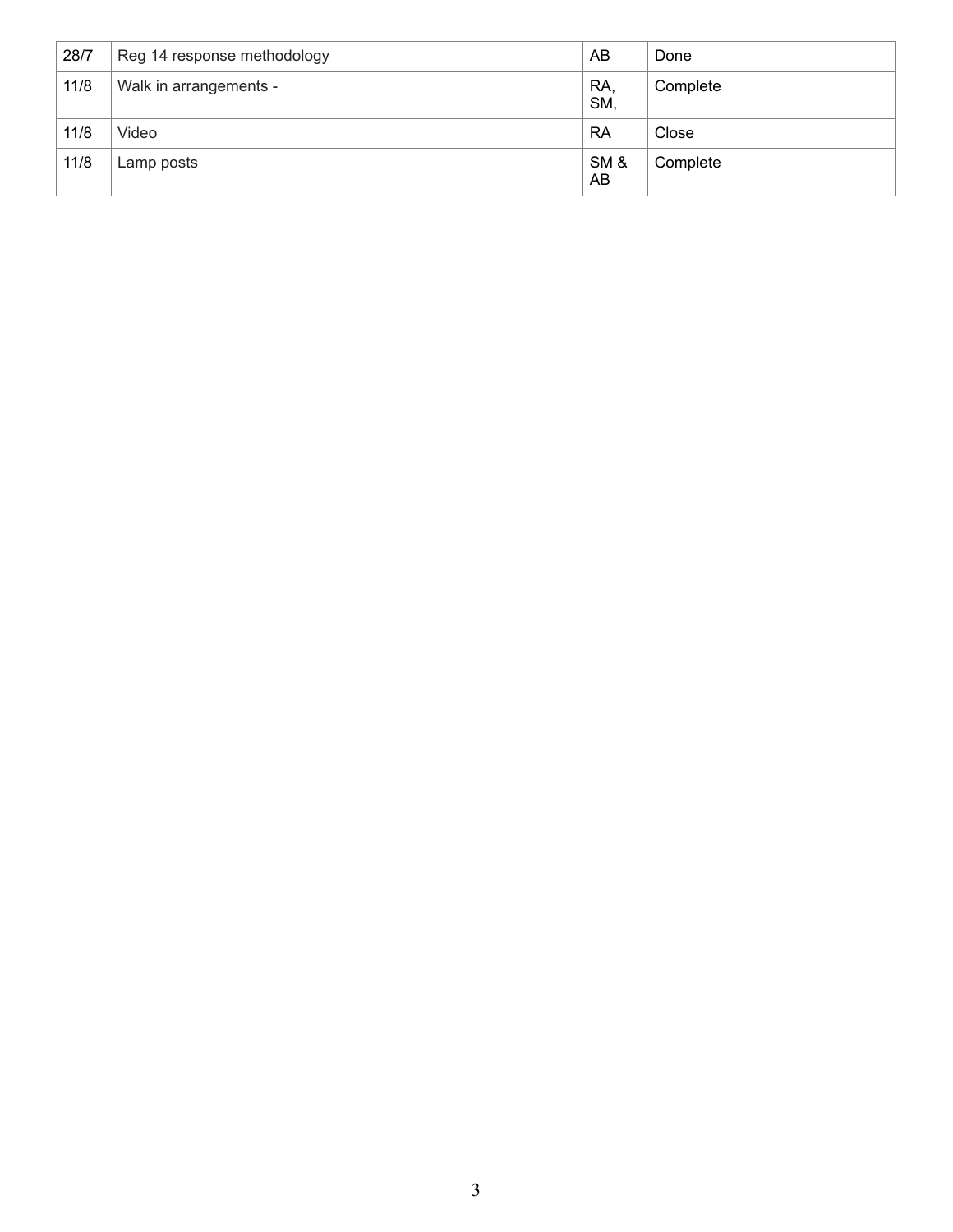| | | | |
|---|---|---|---|
| 28/7 | Reg 14 response methodology | AB | Done |
| 11/8 | Walk in arrangements - | RA, SM, | Complete |
| 11/8 | Video | RA | Close |
| 11/8 | Lamp posts | SM & AB | Complete |